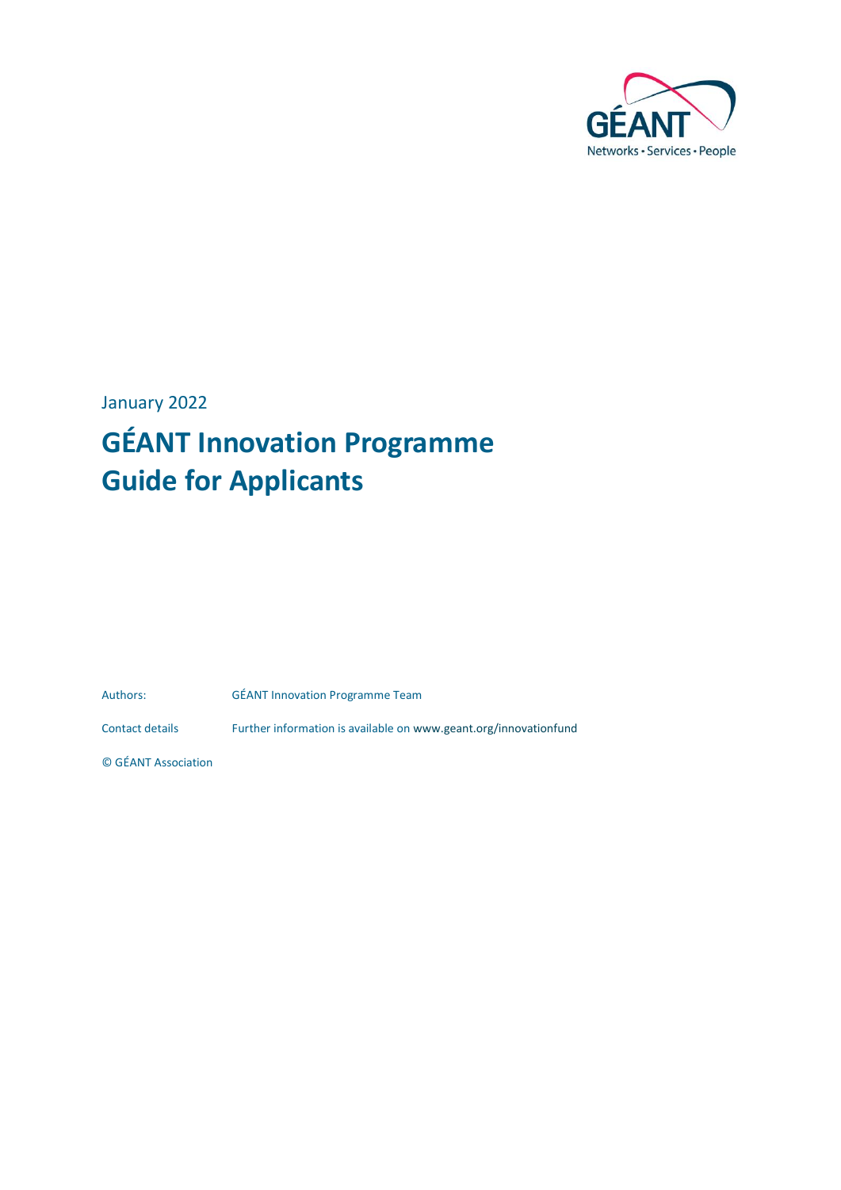GÉANT
Networks • Services • People

January 2022

# GÉANT Innovation Programme Guide for Applicants

Authors: GÉANT Innovation Programme Team

Contact details Further information is available on www.geant.org/innovationfund

© GÉANT Association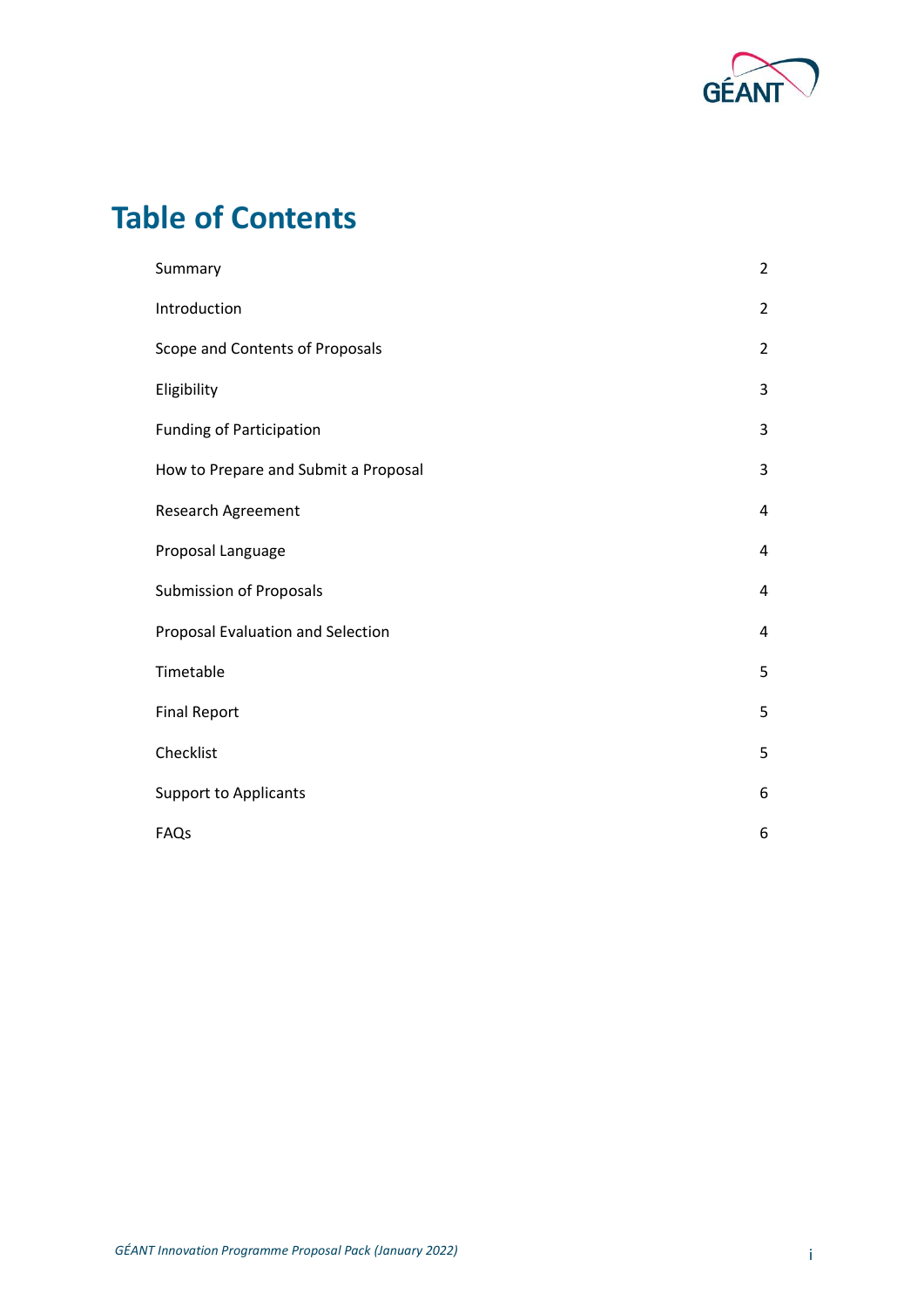# Table of Contents

| | |
|---|---|
| Summary | 2 |
| Introduction | 2 |
| Scope and Contents of Proposals | 2 |
| Eligibility | 3 |
| Funding of Participation | 3 |
| How to Prepare and Submit a Proposal | 3 |
| Research Agreement | 4 |
| Proposal Language | 4 |
| Submission of Proposals | 4 |
| Proposal Evaluation and Selection | 4 |
| Timetable | 5 |
| Final Report | 5 |
| Checklist | 5 |
| Support to Applicants | 6 |
| FAQs | 6 |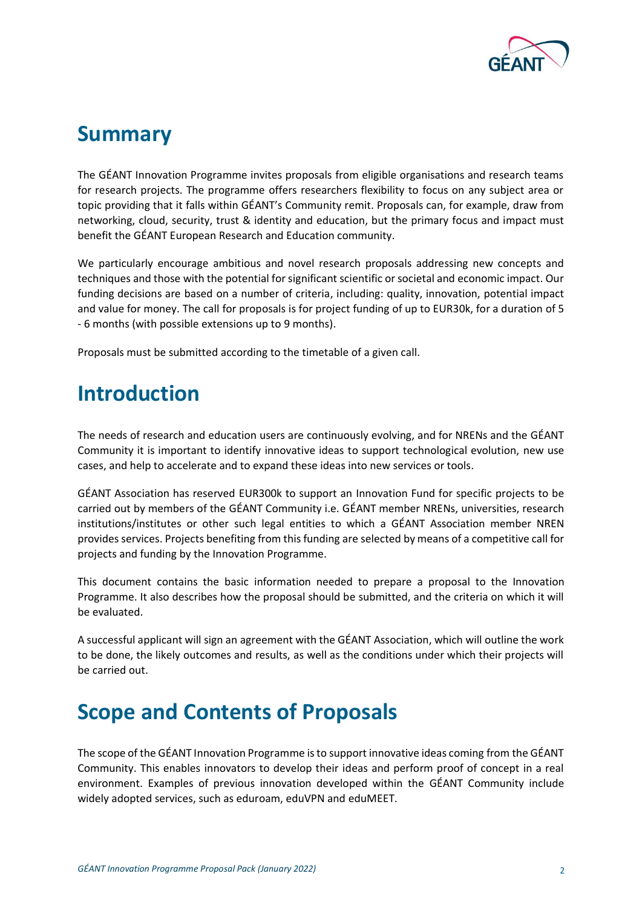# Summary

The GÉANT Innovation Programme invites proposals from eligible organisations and research teams for research projects. The programme offers researchers flexibility to focus on any subject area or topic providing that it falls within GÉANT's Community remit. Proposals can, for example, draw from networking, cloud, security, trust & identity and education, but the primary focus and impact must benefit the GÉANT European Research and Education community.

We particularly encourage ambitious and novel research proposals addressing new concepts and techniques and those with the potential for significant scientific or societal and economic impact. Our funding decisions are based on a number of criteria, including: quality, innovation, potential impact and value for money. The call for proposals is for project funding of up to EUR30k, for a duration of 5 - 6 months (with possible extensions up to 9 months).

Proposals must be submitted according to the timetable of a given call.

# Introduction

The needs of research and education users are continuously evolving, and for NRENs and the GÉANT Community it is important to identify innovative ideas to support technological evolution, new use cases, and help to accelerate and to expand these ideas into new services or tools.

GÉANT Association has reserved EUR300k to support an Innovation Fund for specific projects to be carried out by members of the GÉANT Community i.e. GÉANT member NRENs, universities, research institutions/institutes or other such legal entities to which a GÉANT Association member NREN provides services. Projects benefiting from this funding are selected by means of a competitive call for projects and funding by the Innovation Programme.

This document contains the basic information needed to prepare a proposal to the Innovation Programme. It also describes how the proposal should be submitted, and the criteria on which it will be evaluated.

A successful applicant will sign an agreement with the GÉANT Association, which will outline the work to be done, the likely outcomes and results, as well as the conditions under which their projects will be carried out.

# Scope and Contents of Proposals

The scope of the GÉANT Innovation Programme is to support innovative ideas coming from the GÉANT Community. This enables innovators to develop their ideas and perform proof of concept in a real environment. Examples of previous innovation developed within the GÉANT Community include widely adopted services, such as eduroam, eduVPN and eduMEET.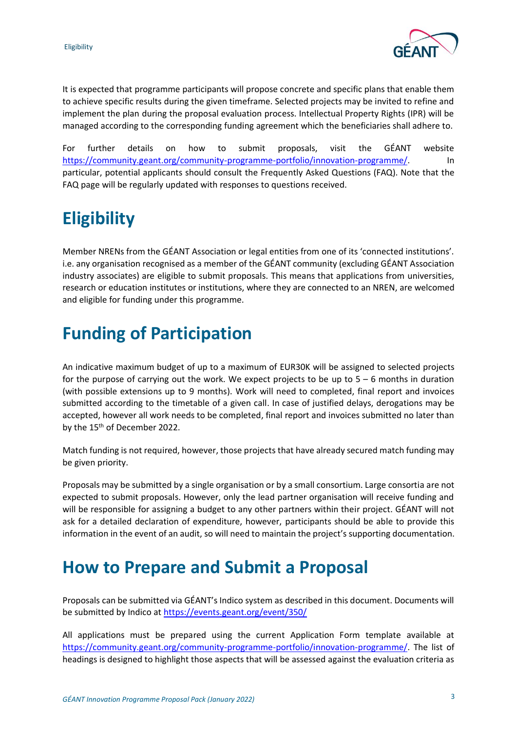It is expected that programme participants will propose concrete and specific plans that enable them to achieve specific results during the given timeframe. Selected projects may be invited to refine and implement the plan during the proposal evaluation process. Intellectual Property Rights (IPR) will be managed according to the corresponding funding agreement which the beneficiaries shall adhere to.

For further details on how to submit proposals, visit the GÉANT website https://community.geant.org/community-programme-portfolio/innovation-programme/. In particular, potential applicants should consult the Frequently Asked Questions (FAQ). Note that the FAQ page will be regularly updated with responses to questions received.

# Eligibility

Member NRENs from the GÉANT Association or legal entities from one of its 'connected institutions'. i.e. any organisation recognised as a member of the GÉANT community (excluding GÉANT Association industry associates) are eligible to submit proposals. This means that applications from universities, research or education institutes or institutions, where they are connected to an NREN, are welcomed and eligible for funding under this programme.

# Funding of Participation

An indicative maximum budget of up to a maximum of EUR30K will be assigned to selected projects for the purpose of carrying out the work. We expect projects to be up to 5 – 6 months in duration (with possible extensions up to 9 months). Work will need to completed, final report and invoices submitted according to the timetable of a given call. In case of justified delays, derogations may be accepted, however all work needs to be completed, final report and invoices submitted no later than by the 15th of December 2022.

Match funding is not required, however, those projects that have already secured match funding may be given priority.

Proposals may be submitted by a single organisation or by a small consortium. Large consortia are not expected to submit proposals. However, only the lead partner organisation will receive funding and will be responsible for assigning a budget to any other partners within their project. GÉANT will not ask for a detailed declaration of expenditure, however, participants should be able to provide this information in the event of an audit, so will need to maintain the project's supporting documentation.

# How to Prepare and Submit a Proposal

Proposals can be submitted via GÉANT's Indico system as described in this document. Documents will be submitted by Indico at https://events.geant.org/event/350/

All applications must be prepared using the current Application Form template available at https://community.geant.org/community-programme-portfolio/innovation-programme/. The list of headings is designed to highlight those aspects that will be assessed against the evaluation criteria as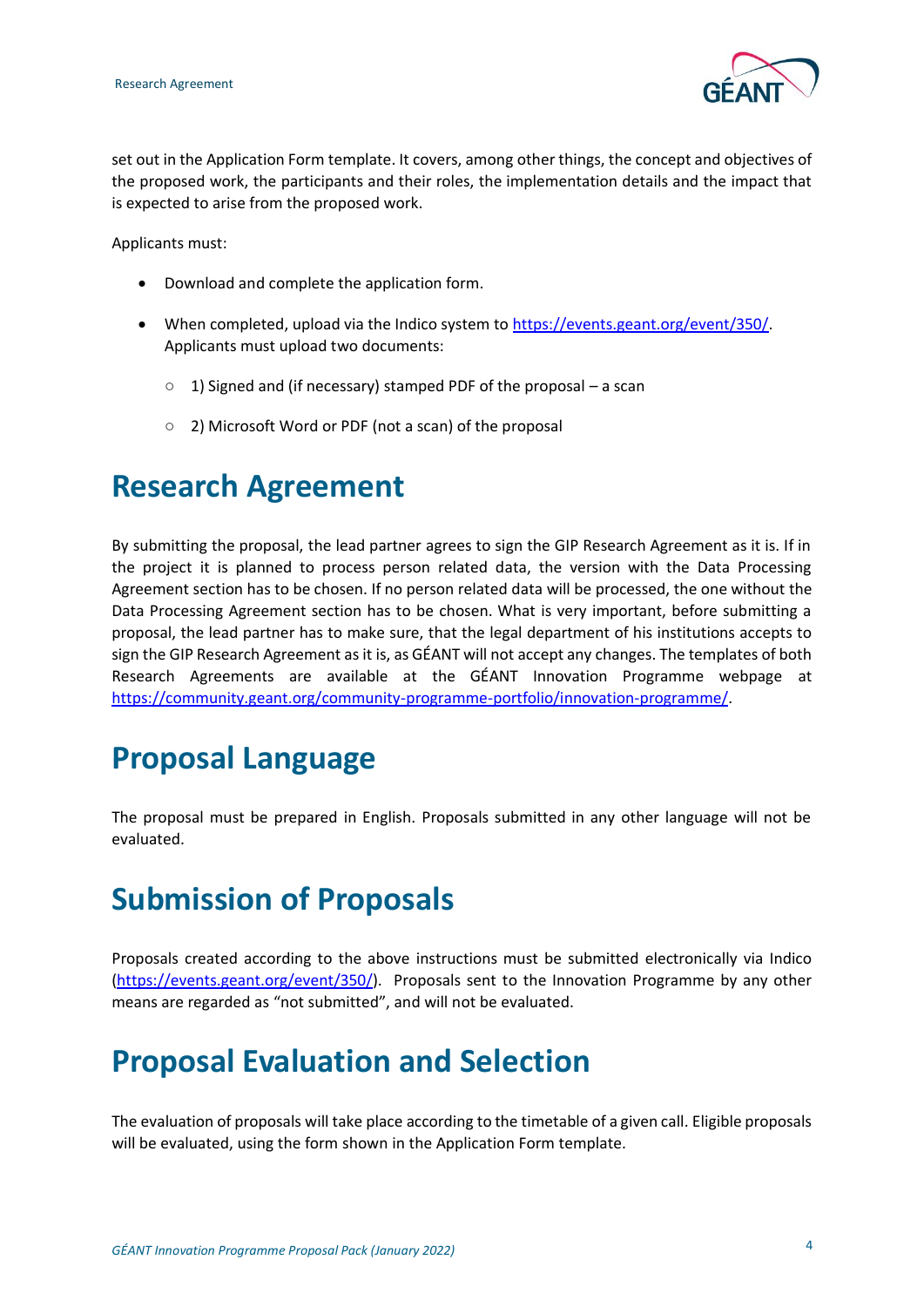set out in the Application Form template. It covers, among other things, the concept and objectives of the proposed work, the participants and their roles, the implementation details and the impact that is expected to arise from the proposed work.

Applicants must:

- Download and complete the application form.
- When completed, upload via the Indico system to https://events.geant.org/event/350/. Applicants must upload two documents:
  - 1) Signed and (if necessary) stamped PDF of the proposal – a scan
  - 2) Microsoft Word or PDF (not a scan) of the proposal

# Research Agreement

By submitting the proposal, the lead partner agrees to sign the GIP Research Agreement as it is. If in the project it is planned to process person related data, the version with the Data Processing Agreement section has to be chosen. If no person related data will be processed, the one without the Data Processing Agreement section has to be chosen. What is very important, before submitting a proposal, the lead partner has to make sure, that the legal department of his institutions accepts to sign the GIP Research Agreement as it is, as GÉANT will not accept any changes. The templates of both Research Agreements are available at the GÉANT Innovation Programme webpage at https://community.geant.org/community-programme-portfolio/innovation-programme/.

# Proposal Language

The proposal must be prepared in English. Proposals submitted in any other language will not be evaluated.

# Submission of Proposals

Proposals created according to the above instructions must be submitted electronically via Indico (https://events.geant.org/event/350/). Proposals sent to the Innovation Programme by any other means are regarded as "not submitted", and will not be evaluated.

# Proposal Evaluation and Selection

The evaluation of proposals will take place according to the timetable of a given call. Eligible proposals will be evaluated, using the form shown in the Application Form template.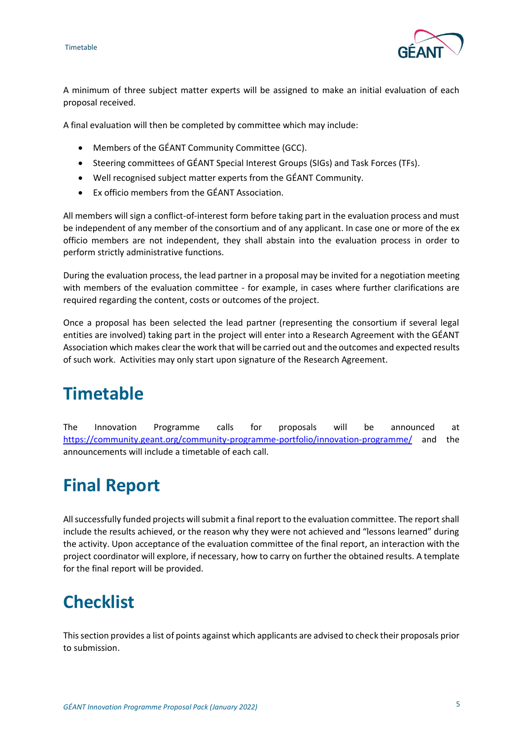A minimum of three subject matter experts will be assigned to make an initial evaluation of each proposal received.

A final evaluation will then be completed by committee which may include:

- Members of the GÉANT Community Committee (GCC).
- Steering committees of GÉANT Special Interest Groups (SIGs) and Task Forces (TFs).
- Well recognised subject matter experts from the GÉANT Community.
- Ex officio members from the GÉANT Association.

All members will sign a conflict-of-interest form before taking part in the evaluation process and must be independent of any member of the consortium and of any applicant. In case one or more of the ex officio members are not independent, they shall abstain into the evaluation process in order to perform strictly administrative functions.

During the evaluation process, the lead partner in a proposal may be invited for a negotiation meeting with members of the evaluation committee - for example, in cases where further clarifications are required regarding the content, costs or outcomes of the project.

Once a proposal has been selected the lead partner (representing the consortium if several legal entities are involved) taking part in the project will enter into a Research Agreement with the GÉANT Association which makes clear the work that will be carried out and the outcomes and expected results of such work. Activities may only start upon signature of the Research Agreement.

# Timetable

The Innovation Programme calls for proposals will be announced at [https://community.geant.org/community-programme-portfolio/innovation-programme/](https://community.geant.org/community-programme-portfolio/innovation-programme/) and the announcements will include a timetable of each call.

# Final Report

All successfully funded projects will submit a final report to the evaluation committee. The report shall include the results achieved, or the reason why they were not achieved and "lessons learned" during the activity. Upon acceptance of the evaluation committee of the final report, an interaction with the project coordinator will explore, if necessary, how to carry on further the obtained results. A template for the final report will be provided.

# Checklist

This section provides a list of points against which applicants are advised to check their proposals prior to submission.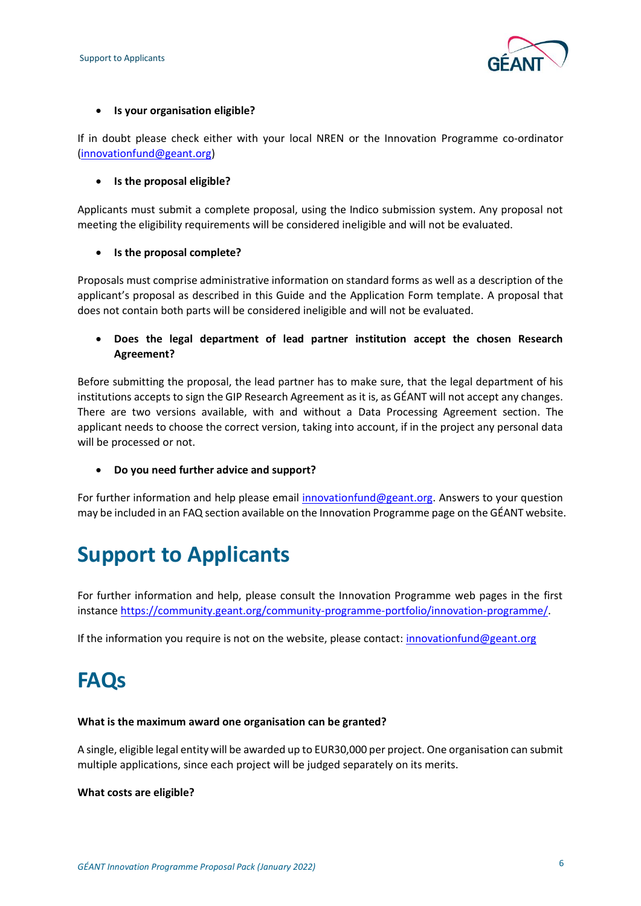- **Is your organisation eligible?**

If in doubt please check either with your local NREN or the Innovation Programme co-ordinator (innovationfund@geant.org)

- **Is the proposal eligible?**

Applicants must submit a complete proposal, using the Indico submission system. Any proposal not meeting the eligibility requirements will be considered ineligible and will not be evaluated.

- **Is the proposal complete?**

Proposals must comprise administrative information on standard forms as well as a description of the applicant's proposal as described in this Guide and the Application Form template. A proposal that does not contain both parts will be considered ineligible and will not be evaluated.

- **Does the legal department of lead partner institution accept the chosen Research Agreement?**

Before submitting the proposal, the lead partner has to make sure, that the legal department of his institutions accepts to sign the GIP Research Agreement as it is, as GÉANT will not accept any changes. There are two versions available, with and without a Data Processing Agreement section. The applicant needs to choose the correct version, taking into account, if in the project any personal data will be processed or not.

- **Do you need further advice and support?**

For further information and help please email innovationfund@geant.org. Answers to your question may be included in an FAQ section available on the Innovation Programme page on the GÉANT website.

# Support to Applicants

For further information and help, please consult the Innovation Programme web pages in the first instance https://community.geant.org/community-programme-portfolio/innovation-programme/.

If the information you require is not on the website, please contact: innovationfund@geant.org

# FAQs

**What is the maximum award one organisation can be granted?**

A single, eligible legal entity will be awarded up to EUR30,000 per project. One organisation can submit multiple applications, since each project will be judged separately on its merits.

**What costs are eligible?**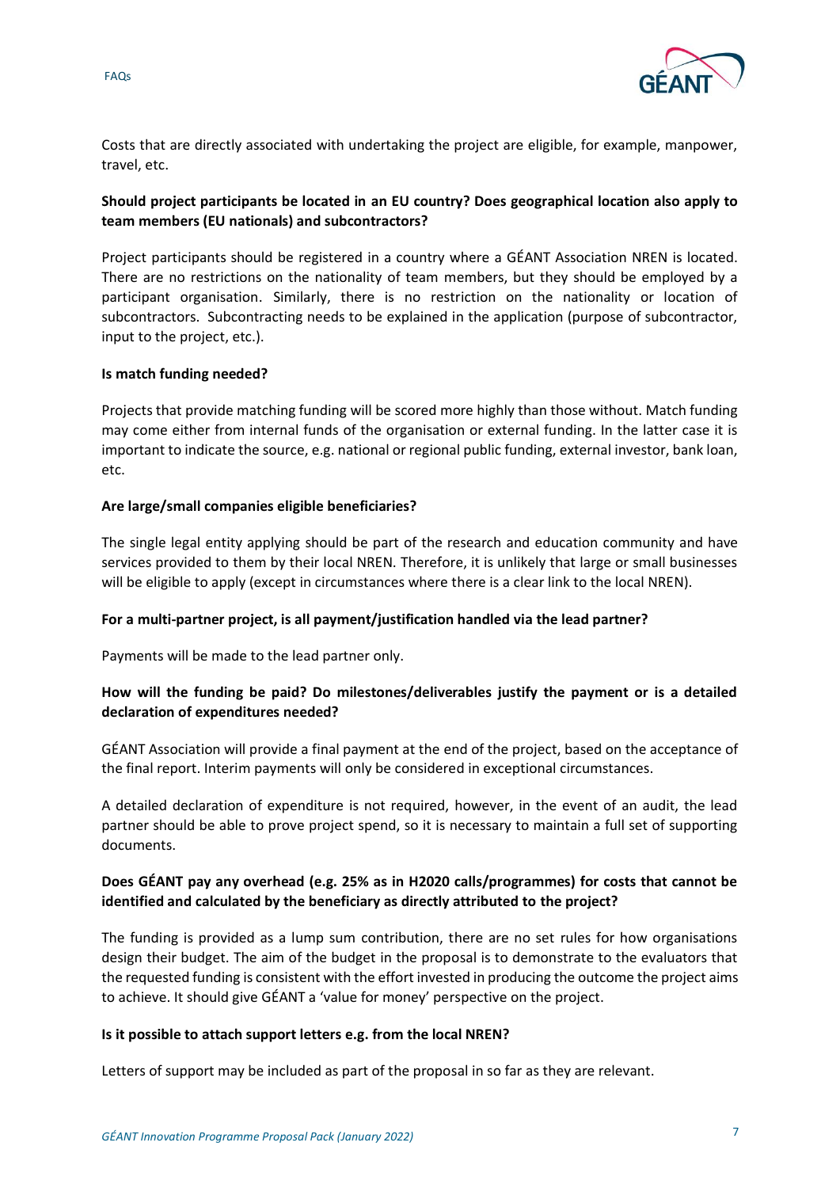Costs that are directly associated with undertaking the project are eligible, for example, manpower, travel, etc.

**Should project participants be located in an EU country? Does geographical location also apply to team members (EU nationals) and subcontractors?**

Project participants should be registered in a country where a GÉANT Association NREN is located. There are no restrictions on the nationality of team members, but they should be employed by a participant organisation. Similarly, there is no restriction on the nationality or location of subcontractors. Subcontracting needs to be explained in the application (purpose of subcontractor, input to the project, etc.).

**Is match funding needed?**

Projects that provide matching funding will be scored more highly than those without. Match funding may come either from internal funds of the organisation or external funding. In the latter case it is important to indicate the source, e.g. national or regional public funding, external investor, bank loan, etc.

**Are large/small companies eligible beneficiaries?**

The single legal entity applying should be part of the research and education community and have services provided to them by their local NREN. Therefore, it is unlikely that large or small businesses will be eligible to apply (except in circumstances where there is a clear link to the local NREN).

**For a multi-partner project, is all payment/justification handled via the lead partner?**

Payments will be made to the lead partner only.

**How will the funding be paid? Do milestones/deliverables justify the payment or is a detailed declaration of expenditures needed?**

GÉANT Association will provide a final payment at the end of the project, based on the acceptance of the final report. Interim payments will only be considered in exceptional circumstances.

A detailed declaration of expenditure is not required, however, in the event of an audit, the lead partner should be able to prove project spend, so it is necessary to maintain a full set of supporting documents.

**Does GÉANT pay any overhead (e.g. 25% as in H2020 calls/programmes) for costs that cannot be identified and calculated by the beneficiary as directly attributed to the project?**

The funding is provided as a lump sum contribution, there are no set rules for how organisations design their budget. The aim of the budget in the proposal is to demonstrate to the evaluators that the requested funding is consistent with the effort invested in producing the outcome the project aims to achieve. It should give GÉANT a 'value for money' perspective on the project.

**Is it possible to attach support letters e.g. from the local NREN?**

Letters of support may be included as part of the proposal in so far as they are relevant.